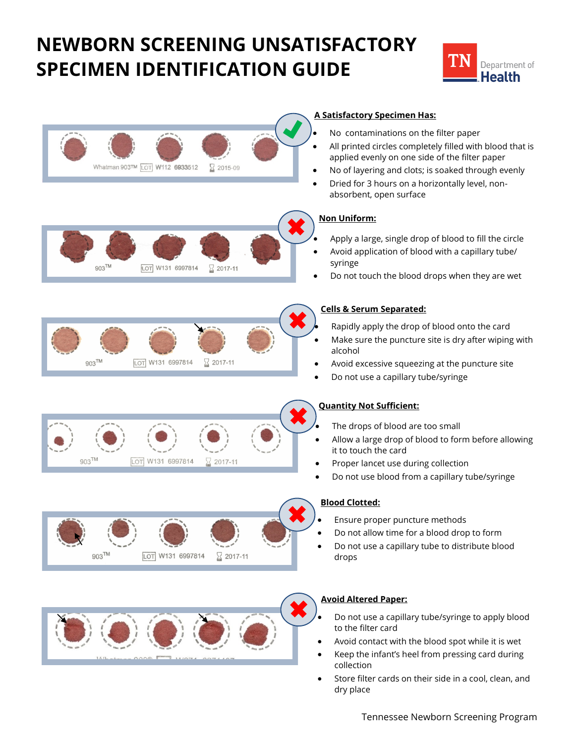# NEWBORN SCREENING UNSATISFACTORY SPECIMEN IDENTIFICATION GUIDE

TN Department of Health

Whatman 903™ LOT W112 6933512 2015-09

**A Satisfactory Specimen Has:**

- No contaminations on the filter paper
- All printed circles completely filled with blood that is applied evenly on one side of the filter paper
- No of layering and clots; is soaked through evenly
- Dried for 3 hours on a horizontally level, non-absorbent, open surface

903™ LOT W131 6997814 2017-11

**Non Uniform:**

- Apply a large, single drop of blood to fill the circle
- Avoid application of blood with a capillary tube/ syringe
- Do not touch the blood drops when they are wet

903™ LOT W131 6997814 2017-11

**Cells & Serum Separated:**

- Rapidly apply the drop of blood onto the card
- Make sure the puncture site is dry after wiping with alcohol
- Avoid excessive squeezing at the puncture site
- Do not use a capillary tube/syringe

903™ LOT W131 6997814 2017-11

**Quantity Not Sufficient:**

- The drops of blood are too small
- Allow a large drop of blood to form before allowing it to touch the card
- Proper lancet use during collection
- Do not use blood from a capillary tube/syringe

903™ LOT W131 6997814 2017-11

**Blood Clotted:**

- Ensure proper puncture methods
- Do not allow time for a blood drop to form
- Do not use a capillary tube to distribute blood drops

**Avoid Altered Paper:**

- Do not use a capillary tube/syringe to apply blood to the filter card
- Avoid contact with the blood spot while it is wet
- Keep the infant's heel from pressing card during collection
- Store filter cards on their side in a cool, clean, and dry place

Tennessee Newborn Screening Program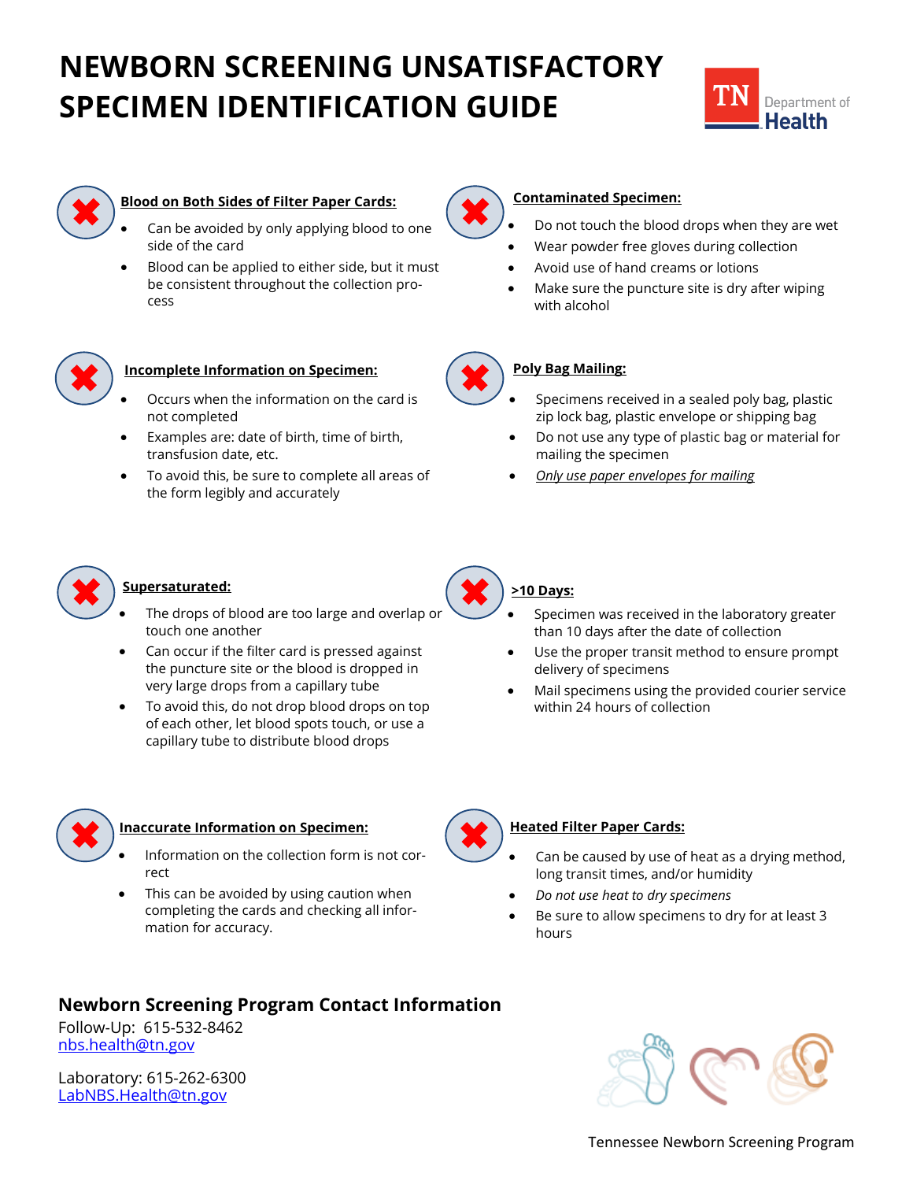# NEWBORN SCREENING UNSATISFACTORY SPECIMEN IDENTIFICATION GUIDE

TN Department of Health

### Blood on Both Sides of Filter Paper Cards:

- Can be avoided by only applying blood to one side of the card
- Blood can be applied to either side, but it must be consistent throughout the collection process

### Contaminated Specimen:

- Do not touch the blood drops when they are wet
- Wear powder free gloves during collection
- Avoid use of hand creams or lotions
- Make sure the puncture site is dry after wiping with alcohol

### Incomplete Information on Specimen:

- Occurs when the information on the card is not completed
- Examples are: date of birth, time of birth, transfusion date, etc.
- To avoid this, be sure to complete all areas of the form legibly and accurately

### Poly Bag Mailing:

- Specimens received in a sealed poly bag, plastic zip lock bag, plastic envelope or shipping bag
- Do not use any type of plastic bag or material for mailing the specimen
- *Only use paper envelopes for mailing*

### Supersaturated:

- The drops of blood are too large and overlap or touch one another
- Can occur if the filter card is pressed against the puncture site or the blood is dropped in very large drops from a capillary tube
- To avoid this, do not drop blood drops on top of each other, let blood spots touch, or use a capillary tube to distribute blood drops

### >10 Days:

- Specimen was received in the laboratory greater than 10 days after the date of collection
- Use the proper transit method to ensure prompt delivery of specimens
- Mail specimens using the provided courier service within 24 hours of collection

### Inaccurate Information on Specimen:

- Information on the collection form is not correct
- This can be avoided by using caution when completing the cards and checking all information for accuracy.

### Heated Filter Paper Cards:

- Can be caused by use of heat as a drying method, long transit times, and/or humidity
- *Do not use heat to dry specimens*
- Be sure to allow specimens to dry for at least 3 hours

## Newborn Screening Program Contact Information

Follow-Up: 615-532-8462
nbs.health@tn.gov

Laboratory: 615-262-6300
LabNBS.Health@tn.gov

Tennessee Newborn Screening Program